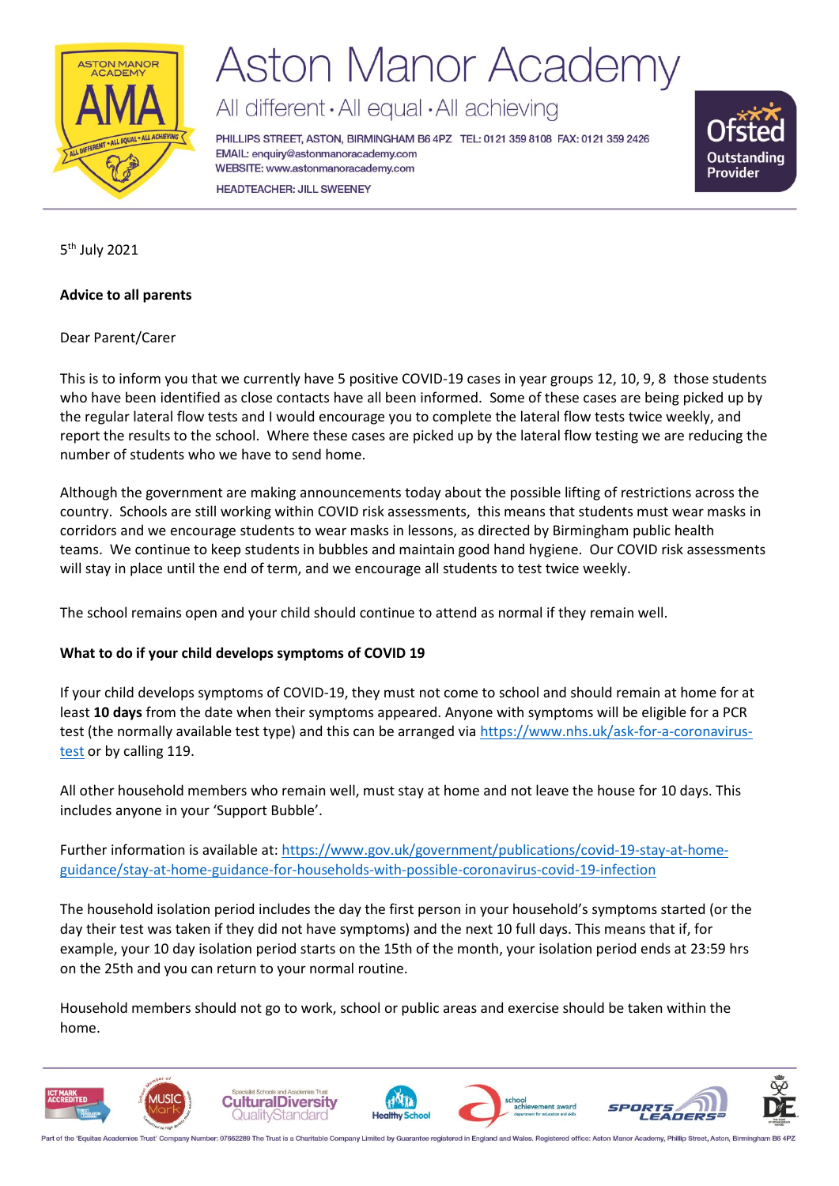# Aston Manor Academy

All different • All equal • All achieving

PHILLIPS STREET, ASTON, BIRMINGHAM B6 4PZ TEL: 0121 359 8108 FAX: 0121 359 2426
EMAIL: enquiry@astonmanoracademy.com
WEBSITE: www.astonmanoracademy.com

HEADTEACHER: JILL SWEENEY

5th July 2021

**Advice to all parents**

Dear Parent/Carer

This is to inform you that we currently have 5 positive COVID-19 cases in year groups 12, 10, 9, 8 those students who have been identified as close contacts have all been informed. Some of these cases are being picked up by the regular lateral flow tests and I would encourage you to complete the lateral flow tests twice weekly, and report the results to the school. Where these cases are picked up by the lateral flow testing we are reducing the number of students who we have to send home.

Although the government are making announcements today about the possible lifting of restrictions across the country. Schools are still working within COVID risk assessments, this means that students must wear masks in corridors and we encourage students to wear masks in lessons, as directed by Birmingham public health teams. We continue to keep students in bubbles and maintain good hand hygiene. Our COVID risk assessments will stay in place until the end of term, and we encourage all students to test twice weekly.

The school remains open and your child should continue to attend as normal if they remain well.

**What to do if your child develops symptoms of COVID 19**

If your child develops symptoms of COVID-19, they must not come to school and should remain at home for at least **10 days** from the date when their symptoms appeared. Anyone with symptoms will be eligible for a PCR test (the normally available test type) and this can be arranged via https://www.nhs.uk/ask-for-a-coronavirus-test or by calling 119.

All other household members who remain well, must stay at home and not leave the house for 10 days. This includes anyone in your 'Support Bubble'.

Further information is available at: https://www.gov.uk/government/publications/covid-19-stay-at-home-guidance/stay-at-home-guidance-for-households-with-possible-coronavirus-covid-19-infection

The household isolation period includes the day the first person in your household's symptoms started (or the day their test was taken if they did not have symptoms) and the next 10 full days. This means that if, for example, your 10 day isolation period starts on the 15th of the month, your isolation period ends at 23:59 hrs on the 25th and you can return to your normal routine.

Household members should not go to work, school or public areas and exercise should be taken within the home.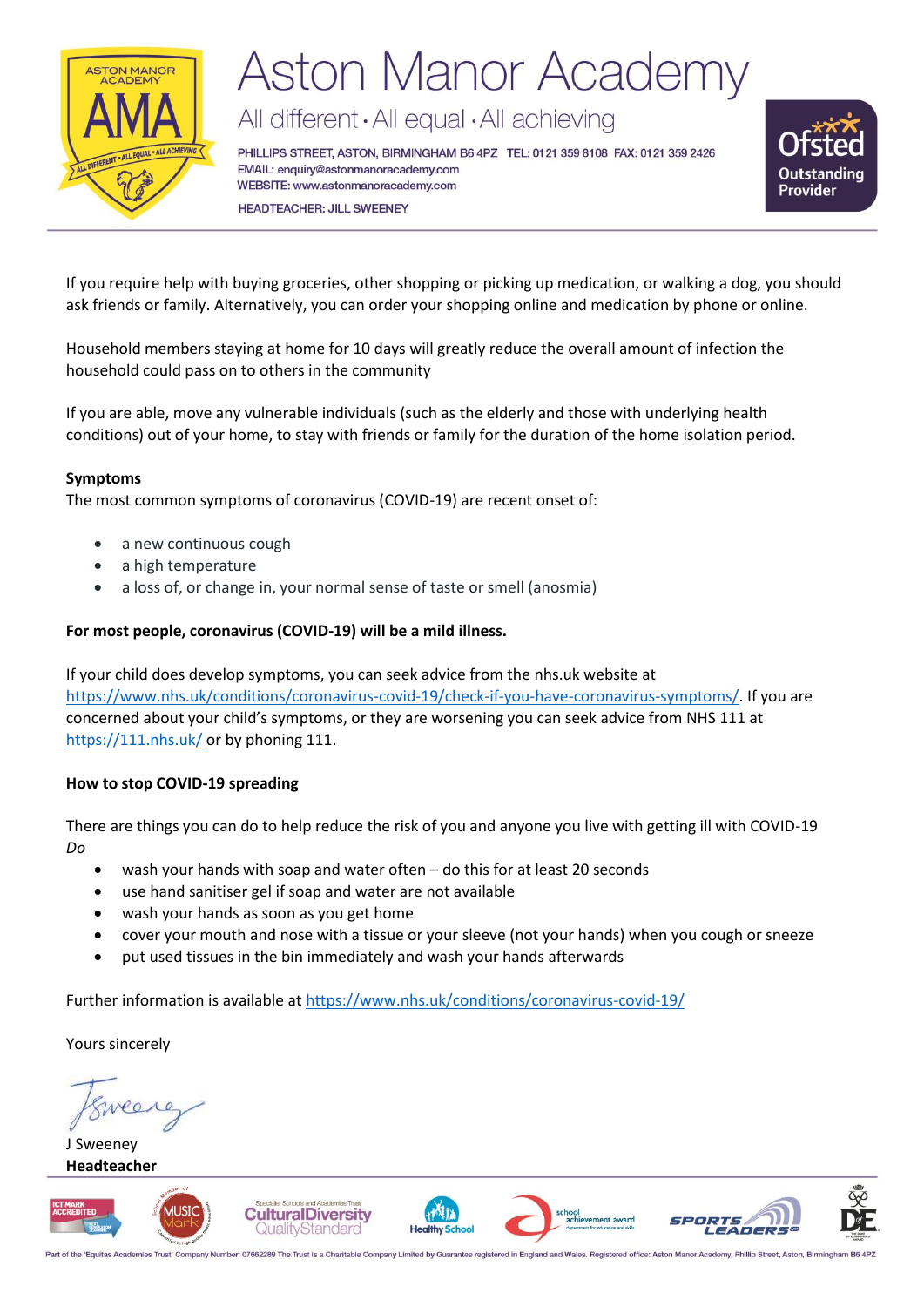If you require help with buying groceries, other shopping or picking up medication, or walking a dog, you should ask friends or family. Alternatively, you can order your shopping online and medication by phone or online.

Household members staying at home for 10 days will greatly reduce the overall amount of infection the household could pass on to others in the community

If you are able, move any vulnerable individuals (such as the elderly and those with underlying health conditions) out of your home, to stay with friends or family for the duration of the home isolation period.

**Symptoms**

The most common symptoms of coronavirus (COVID-19) are recent onset of:

- a new continuous cough
- a high temperature
- a loss of, or change in, your normal sense of taste or smell (anosmia)

**For most people, coronavirus (COVID-19) will be a mild illness.**

If your child does develop symptoms, you can seek advice from the nhs.uk website at https://www.nhs.uk/conditions/coronavirus-covid-19/check-if-you-have-coronavirus-symptoms/. If you are concerned about your child's symptoms, or they are worsening you can seek advice from NHS 111 at https://111.nhs.uk/ or by phoning 111.

**How to stop COVID-19 spreading**

There are things you can do to help reduce the risk of you and anyone you live with getting ill with COVID-19

*Do*

- wash your hands with soap and water often – do this for at least 20 seconds
- use hand sanitiser gel if soap and water are not available
- wash your hands as soon as you get home
- cover your mouth and nose with a tissue or your sleeve (not your hands) when you cough or sneeze
- put used tissues in the bin immediately and wash your hands afterwards

Further information is available at https://www.nhs.uk/conditions/coronavirus-covid-19/

Yours sincerely

J Sweeney

**Headteacher**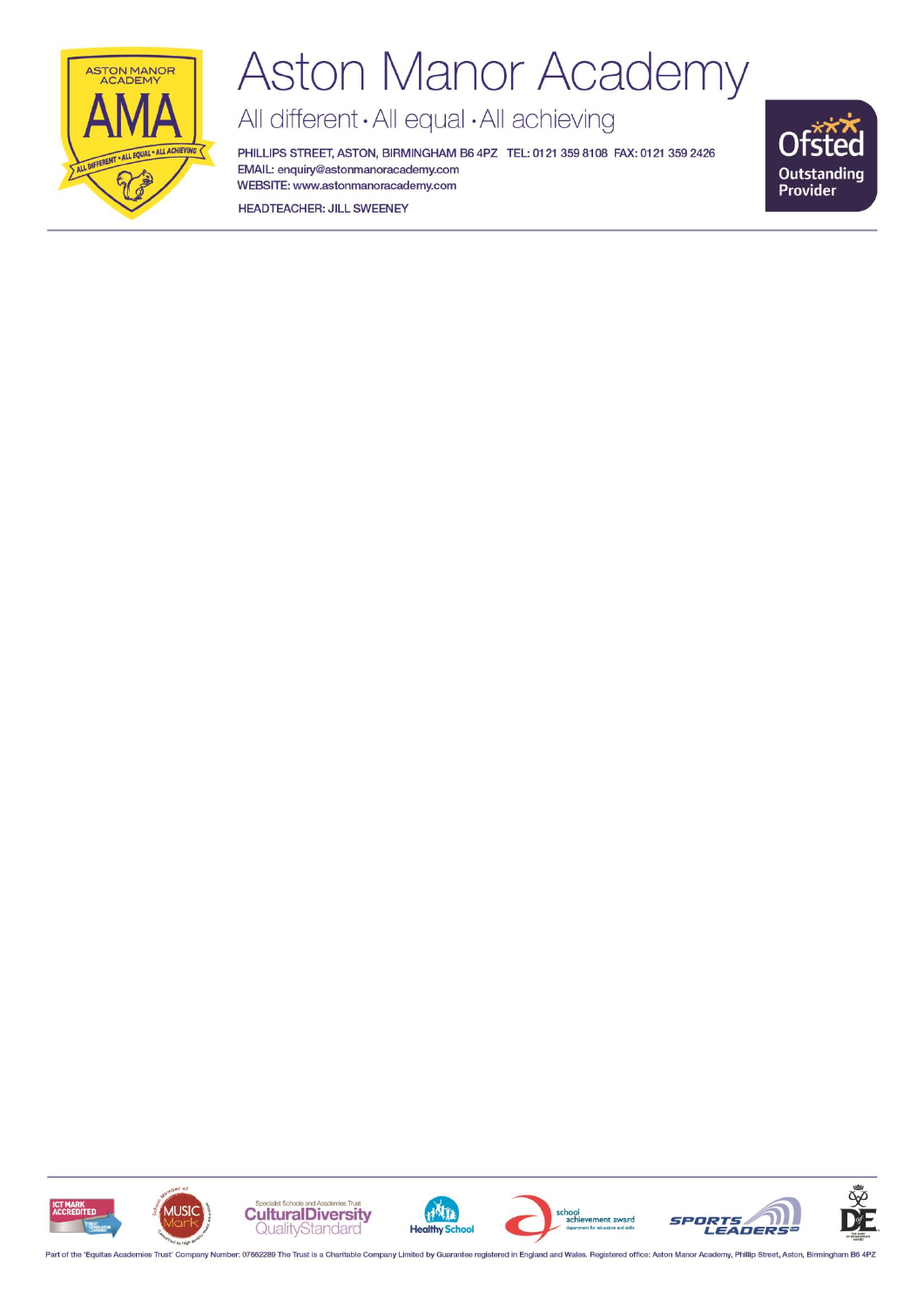# Aston Manor Academy

All different · All equal · All achieving

PHILLIPS STREET, ASTON, BIRMINGHAM B6 4PZ TEL: 0121 359 8108 FAX: 0121 359 2426
EMAIL: enquiry@astonmanoracademy.com
WEBSITE: www.astonmanoracademy.com

HEADTEACHER: JILL SWEENEY

Ofsted Outstanding Provider

Part of the 'Equitas Academies Trust' Company Number: 07662289 The Trust is a Charitable Company Limited by Guarantee registered in England and Wales. Registered office: Aston Manor Academy, Phillip Street, Aston, Birmingham B6 4PZ